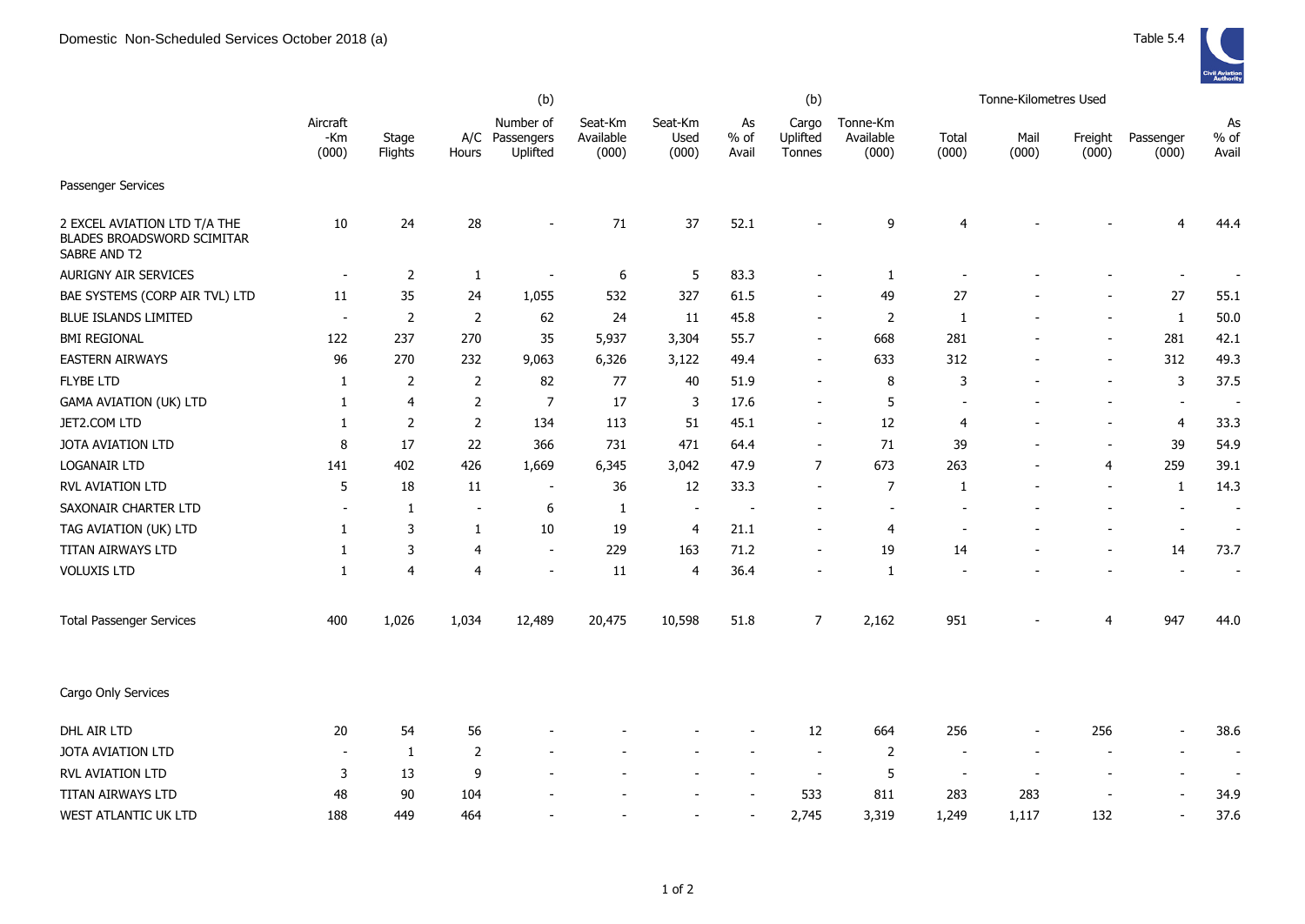Domestic Non-Scheduled Services October 2018 (a)

Table 5.4

| | Aircraft -Km (000) | Stage Flights | A/C Hours | (b) Number of Passengers Uplifted | Seat-Km Available (000) | Seat-Km Used (000) | As % of Avail | (b) Cargo Uplifted Tonnes | Tonne-Km Available (000) | Tonne-Kilometres Used Total (000) | Mail (000) | Freight (000) | Passenger (000) | As % of Avail |
|---|---|---|---|---|---|---|---|---|---|---|---|---|---|---|
| Passenger Services | | | | | | | | | | | | | | |
| 2 EXCEL AVIATION LTD T/A THE BLADES BROADSWORD SCIMITAR SABRE AND T2 | 10 | 24 | 28 | - | 71 | 37 | 52.1 | - | 9 | 4 | - | - | 4 | 44.4 |
| AURIGNY AIR SERVICES | - | 2 | 1 | - | 6 | 5 | 83.3 | - | 1 | - | - | - | - | - |
| BAE SYSTEMS (CORP AIR TVL) LTD | 11 | 35 | 24 | 1,055 | 532 | 327 | 61.5 | - | 49 | 27 | - | - | 27 | 55.1 |
| BLUE ISLANDS LIMITED | - | 2 | 2 | 62 | 24 | 11 | 45.8 | - | 2 | 1 | - | - | 1 | 50.0 |
| BMI REGIONAL | 122 | 237 | 270 | 35 | 5,937 | 3,304 | 55.7 | - | 668 | 281 | - | - | 281 | 42.1 |
| EASTERN AIRWAYS | 96 | 270 | 232 | 9,063 | 6,326 | 3,122 | 49.4 | - | 633 | 312 | - | - | 312 | 49.3 |
| FLYBE LTD | 1 | 2 | 2 | 82 | 77 | 40 | 51.9 | - | 8 | 3 | - | - | 3 | 37.5 |
| GAMA AVIATION (UK) LTD | 1 | 4 | 2 | 7 | 17 | 3 | 17.6 | - | 5 | - | - | - | - | - |
| JET2.COM LTD | 1 | 2 | 2 | 134 | 113 | 51 | 45.1 | - | 12 | 4 | - | - | 4 | 33.3 |
| JOTA AVIATION LTD | 8 | 17 | 22 | 366 | 731 | 471 | 64.4 | - | 71 | 39 | - | - | 39 | 54.9 |
| LOGANAIR LTD | 141 | 402 | 426 | 1,669 | 6,345 | 3,042 | 47.9 | 7 | 673 | 263 | - | 4 | 259 | 39.1 |
| RVL AVIATION LTD | 5 | 18 | 11 | - | 36 | 12 | 33.3 | - | 7 | 1 | - | - | 1 | 14.3 |
| SAXONAIR CHARTER LTD | - | 1 | - | 6 | 1 | - | - | - | - | - | - | - | - | - |
| TAG AVIATION (UK) LTD | 1 | 3 | 1 | 10 | 19 | 4 | 21.1 | - | 4 | - | - | - | - | - |
| TITAN AIRWAYS LTD | 1 | 3 | 4 | - | 229 | 163 | 71.2 | - | 19 | 14 | - | - | 14 | 73.7 |
| VOLUXIS LTD | 1 | 4 | 4 | - | 11 | 4 | 36.4 | - | 1 | - | - | - | - | - |
| Total Passenger Services | 400 | 1,026 | 1,034 | 12,489 | 20,475 | 10,598 | 51.8 | 7 | 2,162 | 951 | - | 4 | 947 | 44.0 |
| Cargo Only Services | | | | | | | | | | | | | | |
| DHL AIR LTD | 20 | 54 | 56 | - | - | - | - | 12 | 664 | 256 | - | 256 | - | 38.6 |
| JOTA AVIATION LTD | - | 1 | 2 | - | - | - | - | - | 2 | - | - | - | - | - |
| RVL AVIATION LTD | 3 | 13 | 9 | - | - | - | - | - | 5 | - | - | - | - | - |
| TITAN AIRWAYS LTD | 48 | 90 | 104 | - | - | - | - | 533 | 811 | 283 | 283 | - | - | 34.9 |
| WEST ATLANTIC UK LTD | 188 | 449 | 464 | - | - | - | - | 2,745 | 3,319 | 1,249 | 1,117 | 132 | - | 37.6 |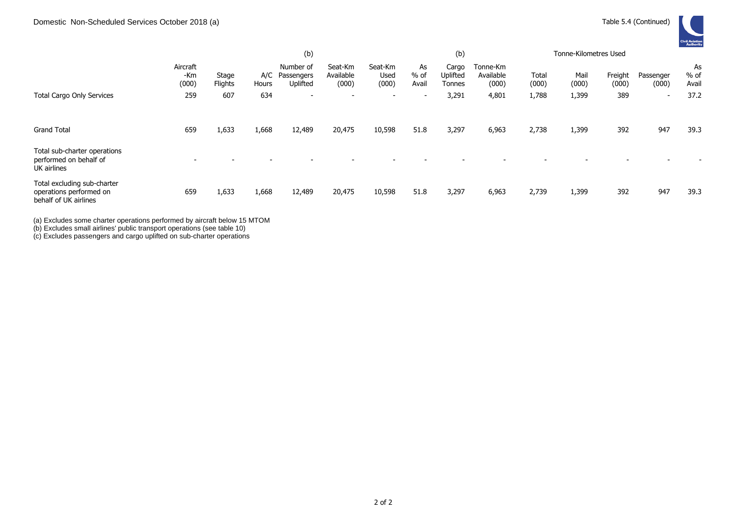Domestic Non-Scheduled Services October 2018 (a)

Table 5.4 (Continued)

| | | | | (b) | | | | (b) | | Tonne-Kilometres Used | | | | |
|---|---|---|---|---|---|---|---|---|---|---|---|---|---|---|
| | Aircraft -Km (000) | Stage Flights | A/C Hours | Number of Passengers Uplifted | Seat-Km Available (000) | Seat-Km Used (000) | As % of Avail | Cargo Uplifted Tonnes | Tonne-Km Available (000) | Total (000) | Mail (000) | Freight (000) | Passenger (000) | As % of Avail |
| Total Cargo Only Services | 259 | 607 | 634 | - | - | - | - | 3,291 | 4,801 | 1,788 | 1,399 | 389 | - | 37.2 |
| Grand Total | 659 | 1,633 | 1,668 | 12,489 | 20,475 | 10,598 | 51.8 | 3,297 | 6,963 | 2,738 | 1,399 | 392 | 947 | 39.3 |
| Total sub-charter operations performed on behalf of UK airlines | - | - | - | - | - | - | - | - | - | - | - | - | - | - |
| Total excluding sub-charter operations performed on behalf of UK airlines | 659 | 1,633 | 1,668 | 12,489 | 20,475 | 10,598 | 51.8 | 3,297 | 6,963 | 2,739 | 1,399 | 392 | 947 | 39.3 |

(a) Excludes some charter operations performed by aircraft below 15 MTOM
(b) Excludes small airlines' public transport operations (see table 10)
(c) Excludes passengers and cargo uplifted on sub-charter operations